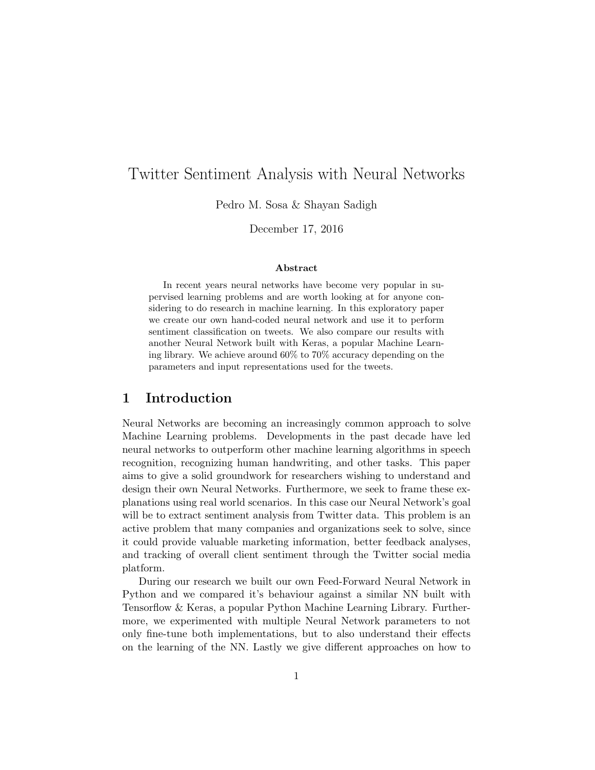# Twitter Sentiment Analysis with Neural Networks

Pedro M. Sosa & Shayan Sadigh

December 17, 2016

**Abstract**

In recent years neural networks have become very popular in supervised learning problems and are worth looking at for anyone considering to do research in machine learning. In this exploratory paper we create our own hand-coded neural network and use it to perform sentiment classification on tweets. We also compare our results with another Neural Network built with Keras, a popular Machine Learning library. We achieve around 60% to 70% accuracy depending on the parameters and input representations used for the tweets.

## 1 Introduction

Neural Networks are becoming an increasingly common approach to solve Machine Learning problems. Developments in the past decade have led neural networks to outperform other machine learning algorithms in speech recognition, recognizing human handwriting, and other tasks. This paper aims to give a solid groundwork for researchers wishing to understand and design their own Neural Networks. Furthermore, we seek to frame these explanations using real world scenarios. In this case our Neural Network's goal will be to extract sentiment analysis from Twitter data. This problem is an active problem that many companies and organizations seek to solve, since it could provide valuable marketing information, better feedback analyses, and tracking of overall client sentiment through the Twitter social media platform.

During our research we built our own Feed-Forward Neural Network in Python and we compared it's behaviour against a similar NN built with Tensorflow & Keras, a popular Python Machine Learning Library. Furthermore, we experimented with multiple Neural Network parameters to not only fine-tune both implementations, but to also understand their effects on the learning of the NN. Lastly we give different approaches on how to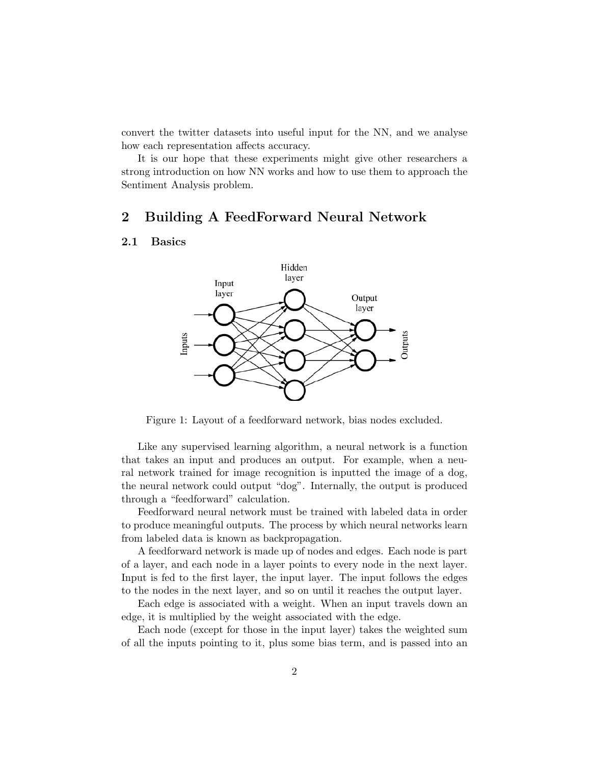convert the twitter datasets into useful input for the NN, and we analyse how each representation affects accuracy.

It is our hope that these experiments might give other researchers a strong introduction on how NN works and how to use them to approach the Sentiment Analysis problem.

## 2 Building A FeedForward Neural Network

### 2.1 Basics

Figure 1: Layout of a feedforward network, bias nodes excluded.

Like any supervised learning algorithm, a neural network is a function that takes an input and produces an output. For example, when a neural network trained for image recognition is inputted the image of a dog, the neural network could output "dog". Internally, the output is produced through a "feedforward" calculation.

Feedforward neural network must be trained with labeled data in order to produce meaningful outputs. The process by which neural networks learn from labeled data is known as backpropagation.

A feedforward network is made up of nodes and edges. Each node is part of a layer, and each node in a layer points to every node in the next layer. Input is fed to the first layer, the input layer. The input follows the edges to the nodes in the next layer, and so on until it reaches the output layer.

Each edge is associated with a weight. When an input travels down an edge, it is multiplied by the weight associated with the edge.

Each node (except for those in the input layer) takes the weighted sum of all the inputs pointing to it, plus some bias term, and is passed into an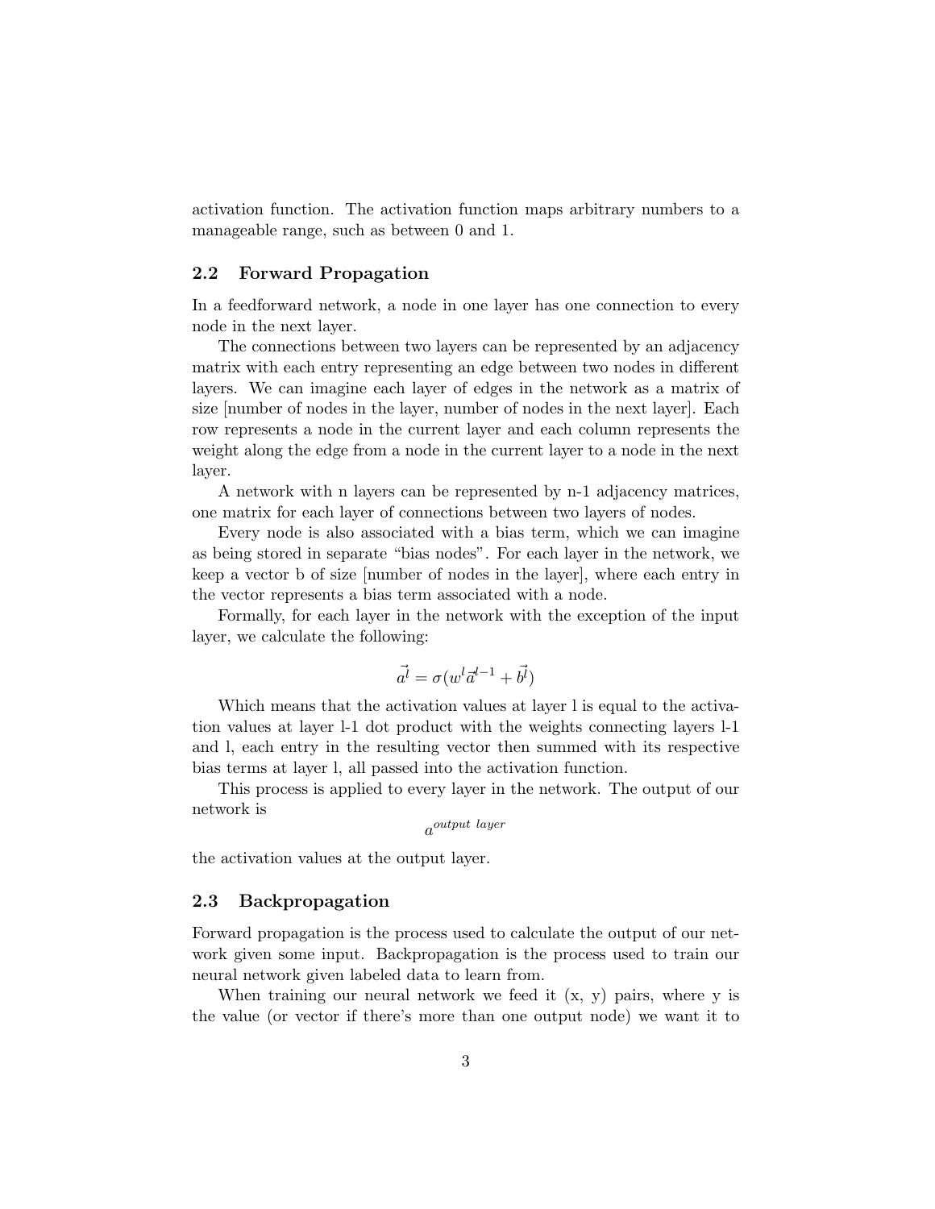activation function. The activation function maps arbitrary numbers to a manageable range, such as between 0 and 1.

### 2.2 Forward Propagation

In a feedforward network, a node in one layer has one connection to every node in the next layer.

The connections between two layers can be represented by an adjacency matrix with each entry representing an edge between two nodes in different layers. We can imagine each layer of edges in the network as a matrix of size [number of nodes in the layer, number of nodes in the next layer]. Each row represents a node in the current layer and each column represents the weight along the edge from a node in the current layer to a node in the next layer.

A network with n layers can be represented by n-1 adjacency matrices, one matrix for each layer of connections between two layers of nodes.

Every node is also associated with a bias term, which we can imagine as being stored in separate "bias nodes". For each layer in the network, we keep a vector b of size [number of nodes in the layer], where each entry in the vector represents a bias term associated with a node.

Formally, for each layer in the network with the exception of the input layer, we calculate the following:

$$\vec{a^l} = \sigma(w^l \vec{a}^{l-1} + \vec{b^l})$$

Which means that the activation values at layer l is equal to the activation values at layer l-1 dot product with the weights connecting layers l-1 and l, each entry in the resulting vector then summed with its respective bias terms at layer l, all passed into the activation function.

This process is applied to every layer in the network. The output of our network is

$$a^{output\ layer}$$

the activation values at the output layer.

### 2.3 Backpropagation

Forward propagation is the process used to calculate the output of our network given some input. Backpropagation is the process used to train our neural network given labeled data to learn from.

When training our neural network we feed it (x, y) pairs, where y is the value (or vector if there's more than one output node) we want it to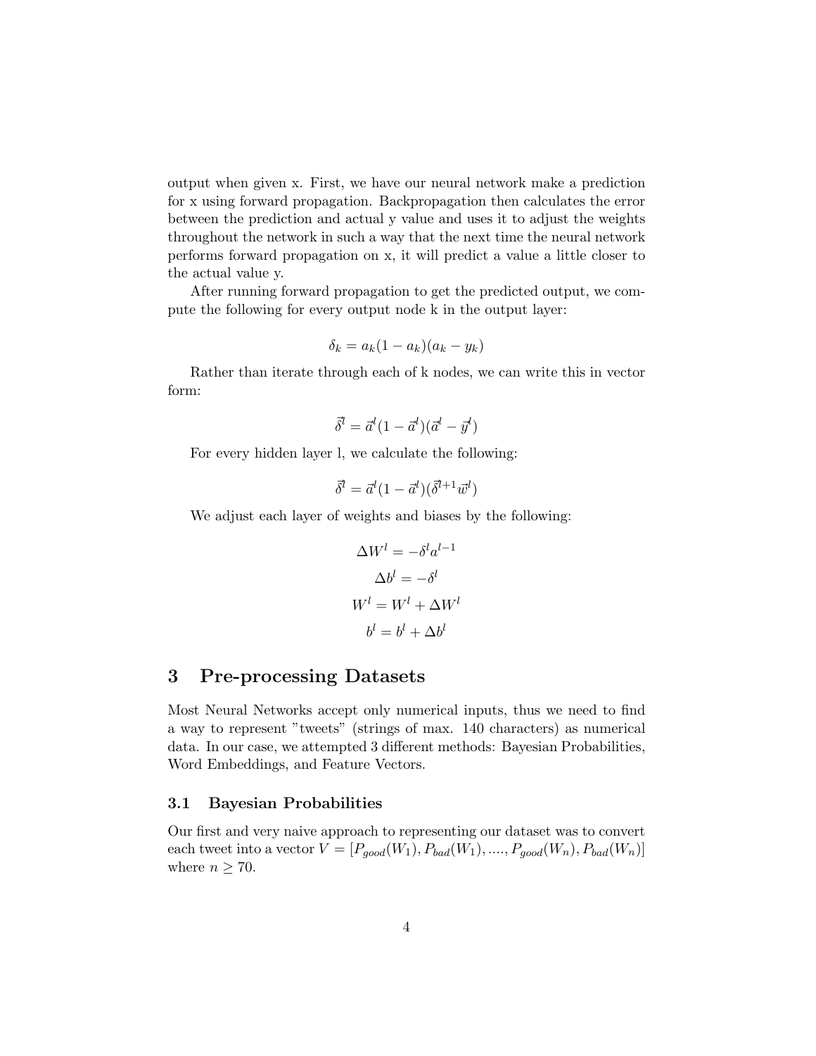output when given x. First, we have our neural network make a prediction for x using forward propagation. Backpropagation then calculates the error between the prediction and actual y value and uses it to adjust the weights throughout the network in such a way that the next time the neural network performs forward propagation on x, it will predict a value a little closer to the actual value y.

After running forward propagation to get the predicted output, we compute the following for every output node k in the output layer:

$$\delta_k = a_k(1 - a_k)(a_k - y_k)$$

Rather than iterate through each of k nodes, we can write this in vector form:

$$\vec{\delta^l} = \vec{a^l}(1 - \vec{a^l})(\vec{a^l} - \vec{y^l})$$

For every hidden layer l, we calculate the following:

$$\vec{\delta^l} = \vec{a^l}(1 - \vec{a^l})(\vec{\delta^{l+1}}\vec{w^l})$$

We adjust each layer of weights and biases by the following:

$$\Delta W^l = -\delta^l a^{l-1}$$

$$\Delta b^l = -\delta^l$$

$$W^l = W^l + \Delta W^l$$

$$b^l = b^l + \Delta b^l$$

# 3 Pre-processing Datasets

Most Neural Networks accept only numerical inputs, thus we need to find a way to represent "tweets" (strings of max. 140 characters) as numerical data. In our case, we attempted 3 different methods: Bayesian Probabilities, Word Embeddings, and Feature Vectors.

## 3.1 Bayesian Probabilities

Our first and very naive approach to representing our dataset was to convert each tweet into a vector $V = [P_{good}(W_1), P_{bad}(W_1), ...., P_{good}(W_n), P_{bad}(W_n)]$ where $n \geq 70$.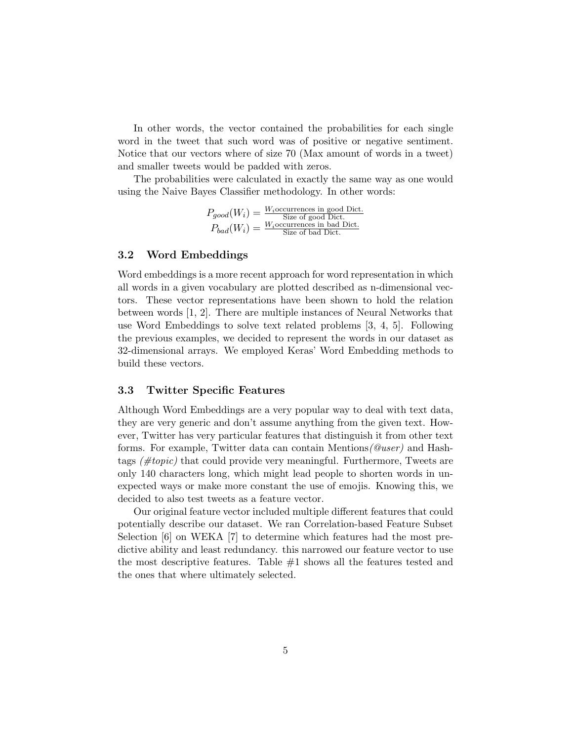In other words, the vector contained the probabilities for each single word in the tweet that such word was of positive or negative sentiment. Notice that our vectors where of size 70 (Max amount of words in a tweet) and smaller tweets would be padded with zeros.

The probabilities were calculated in exactly the same way as one would using the Naive Bayes Classifier methodology. In other words:

$$P_{good}(W_i) = \frac{W_i \text{occurrences in good Dict.}}{\text{Size of good Dict.}}$$
$$P_{bad}(W_i) = \frac{W_i \text{occurrences in bad Dict.}}{\text{Size of bad Dict.}}$$

### 3.2 Word Embeddings

Word embeddings is a more recent approach for word representation in which all words in a given vocabulary are plotted described as n-dimensional vectors. These vector representations have been shown to hold the relation between words [1, 2]. There are multiple instances of Neural Networks that use Word Embeddings to solve text related problems [3, 4, 5]. Following the previous examples, we decided to represent the words in our dataset as 32-dimensional arrays. We employed Keras' Word Embedding methods to build these vectors.

### 3.3 Twitter Specific Features

Although Word Embeddings are a very popular way to deal with text data, they are very generic and don't assume anything from the given text. However, Twitter has very particular features that distinguish it from other text forms. For example, Twitter data can contain Mentions*(@user)* and Hashtags *(#topic)* that could provide very meaningful. Furthermore, Tweets are only 140 characters long, which might lead people to shorten words in unexpected ways or make more constant the use of emojis. Knowing this, we decided to also test tweets as a feature vector.

Our original feature vector included multiple different features that could potentially describe our dataset. We ran Correlation-based Feature Subset Selection [6] on WEKA [7] to determine which features had the most predictive ability and least redundancy. this narrowed our feature vector to use the most descriptive features. Table #1 shows all the features tested and the ones that where ultimately selected.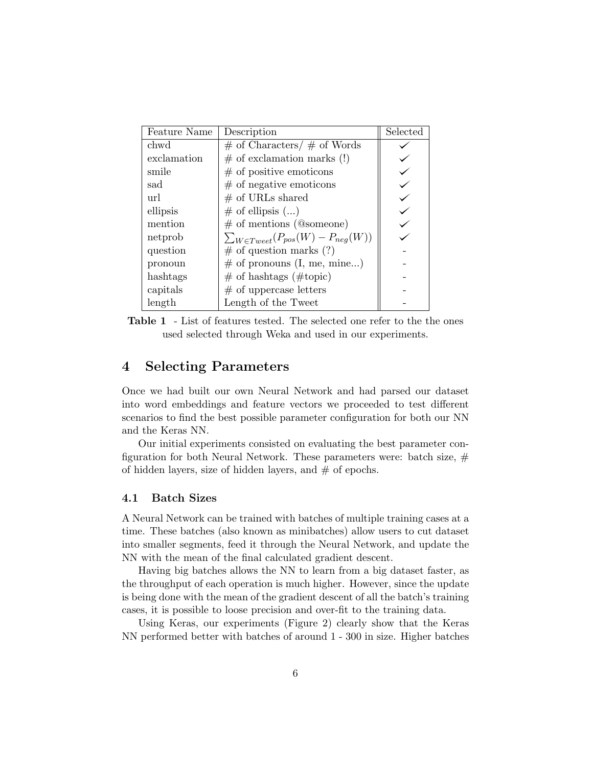| Feature Name | Description | Selected |
| --- | --- | --- |
| chwd | # of Characters/ # of Words | ✓ |
| exclamation | # of exclamation marks (!) | ✓ |
| smile | # of positive emoticons | ✓ |
| sad | # of negative emoticons | ✓ |
| url | # of URLs shared | ✓ |
| ellipsis | # of ellipsis (...) | ✓ |
| mention | # of mentions (@someone) | ✓ |
| netprob | $\sum_{W \in Tweet}(P_{pos}(W) - P_{neg}(W))$ | ✓ |
| question | # of question marks (?) | - |
| pronoun | # of pronouns (I, me, mine...) | - |
| hashtags | # of hashtags (#topic) | - |
| capitals | # of uppercase letters | - |
| length | Length of the Tweet | - |

**Table 1** - List of features tested. The selected one refer to the the ones used selected through Weka and used in our experiments.

## 4 Selecting Parameters

Once we had built our own Neural Network and had parsed our dataset into word embeddings and feature vectors we proceeded to test different scenarios to find the best possible parameter configuration for both our NN and the Keras NN.

Our initial experiments consisted on evaluating the best parameter configuration for both Neural Network. These parameters were: batch size, # of hidden layers, size of hidden layers, and # of epochs.

### 4.1 Batch Sizes

A Neural Network can be trained with batches of multiple training cases at a time. These batches (also known as minibatches) allow users to cut dataset into smaller segments, feed it through the Neural Network, and update the NN with the mean of the final calculated gradient descent.

Having big batches allows the NN to learn from a big dataset faster, as the throughput of each operation is much higher. However, since the update is being done with the mean of the gradient descent of all the batch's training cases, it is possible to loose precision and over-fit to the training data.

Using Keras, our experiments (Figure 2) clearly show that the Keras NN performed better with batches of around 1 - 300 in size. Higher batches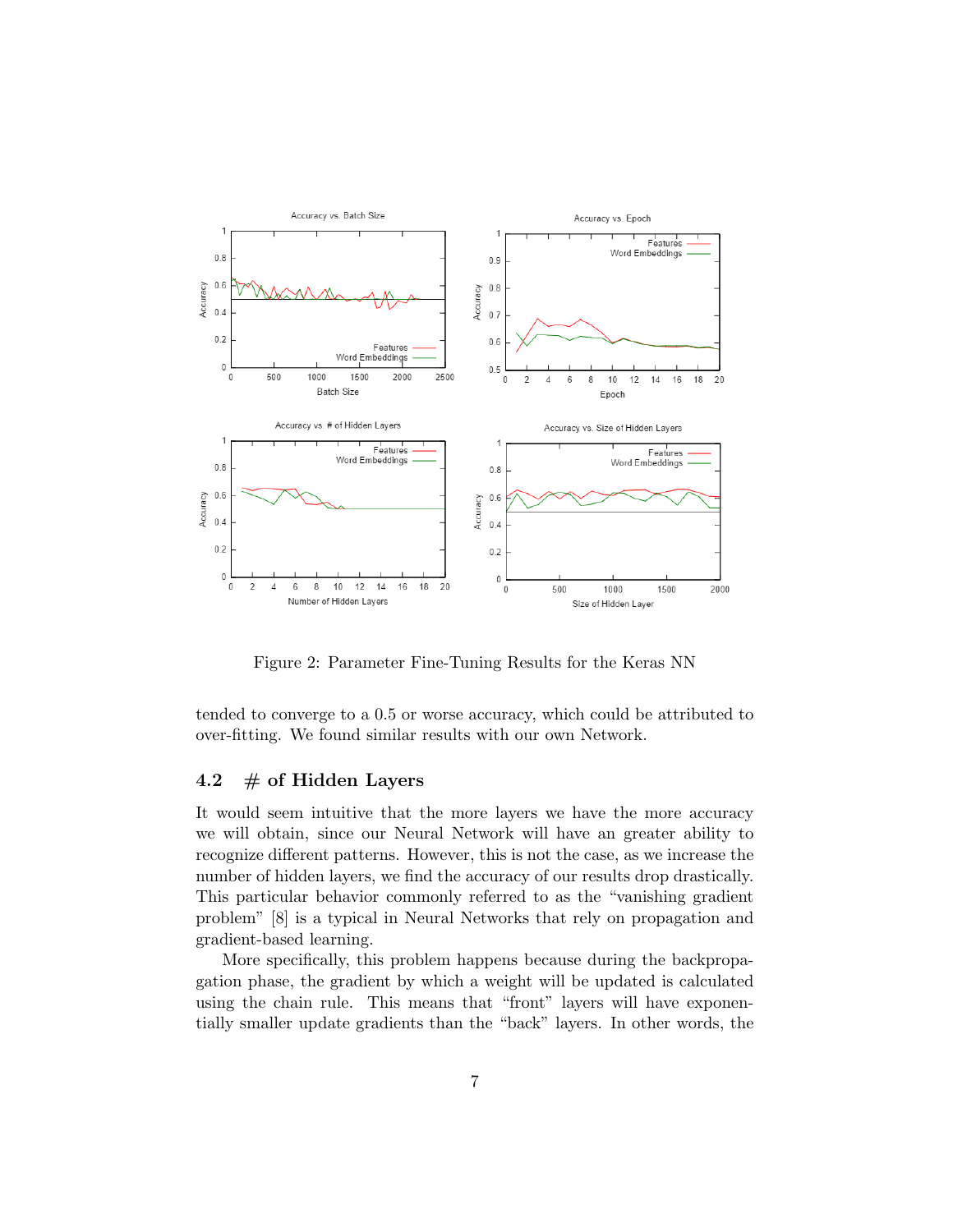Figure 2: Parameter Fine-Tuning Results for the Keras NN

tended to converge to a 0.5 or worse accuracy, which could be attributed to over-fitting. We found similar results with our own Network.

## 4.2 # of Hidden Layers

It would seem intuitive that the more layers we have the more accuracy we will obtain, since our Neural Network will have an greater ability to recognize different patterns. However, this is not the case, as we increase the number of hidden layers, we find the accuracy of our results drop drastically. This particular behavior commonly referred to as the "vanishing gradient problem" [8] is a typical in Neural Networks that rely on propagation and gradient-based learning.

More specifically, this problem happens because during the backpropagation phase, the gradient by which a weight will be updated is calculated using the chain rule. This means that "front" layers will have exponentially smaller update gradients than the "back" layers. In other words, the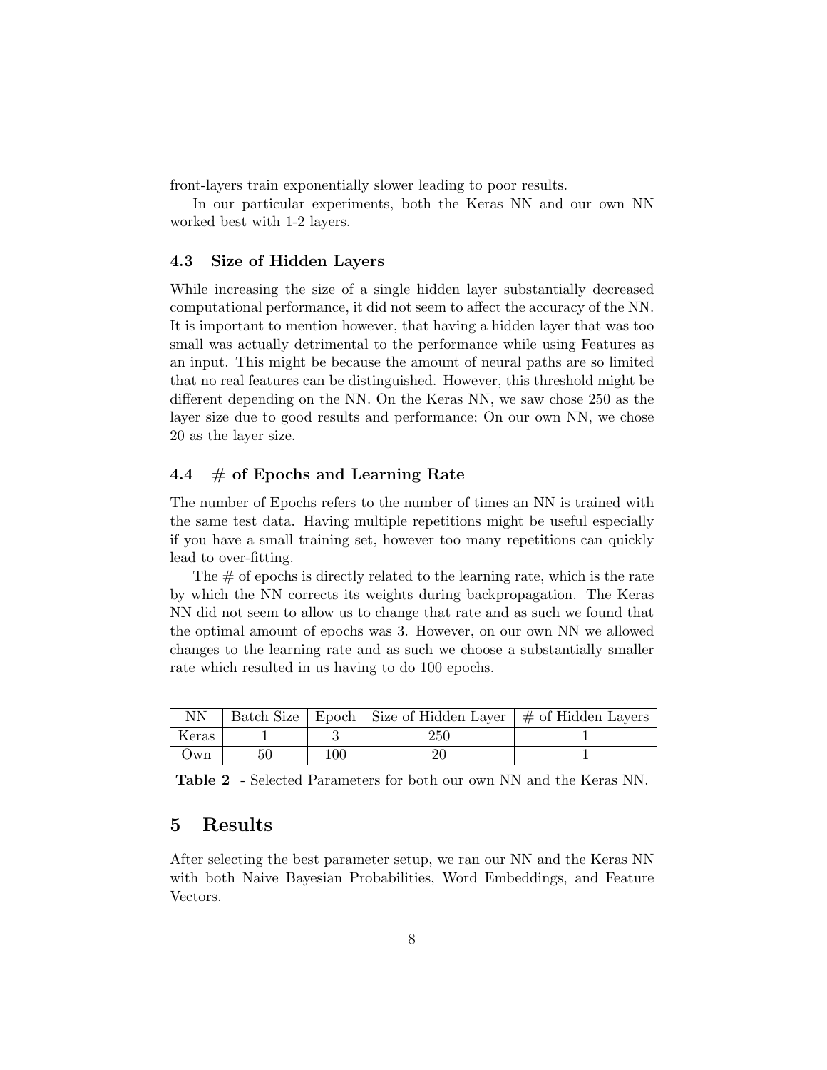front-layers train exponentially slower leading to poor results.

In our particular experiments, both the Keras NN and our own NN worked best with 1-2 layers.

### 4.3 Size of Hidden Layers

While increasing the size of a single hidden layer substantially decreased computational performance, it did not seem to affect the accuracy of the NN. It is important to mention however, that having a hidden layer that was too small was actually detrimental to the performance while using Features as an input. This might be because the amount of neural paths are so limited that no real features can be distinguished. However, this threshold might be different depending on the NN. On the Keras NN, we saw chose 250 as the layer size due to good results and performance; On our own NN, we chose 20 as the layer size.

### 4.4 # of Epochs and Learning Rate

The number of Epochs refers to the number of times an NN is trained with the same test data. Having multiple repetitions might be useful especially if you have a small training set, however too many repetitions can quickly lead to over-fitting.

The # of epochs is directly related to the learning rate, which is the rate by which the NN corrects its weights during backpropagation. The Keras NN did not seem to allow us to change that rate and as such we found that the optimal amount of epochs was 3. However, on our own NN we allowed changes to the learning rate and as such we choose a substantially smaller rate which resulted in us having to do 100 epochs.

| NN | Batch Size | Epoch | Size of Hidden Layer | # of Hidden Layers |
|---|---|---|---|---|
| Keras | 1 | 3 | 250 | 1 |
| Own | 50 | 100 | 20 | 1 |

**Table 2** - Selected Parameters for both our own NN and the Keras NN.

## 5 Results

After selecting the best parameter setup, we ran our NN and the Keras NN with both Naive Bayesian Probabilities, Word Embeddings, and Feature Vectors.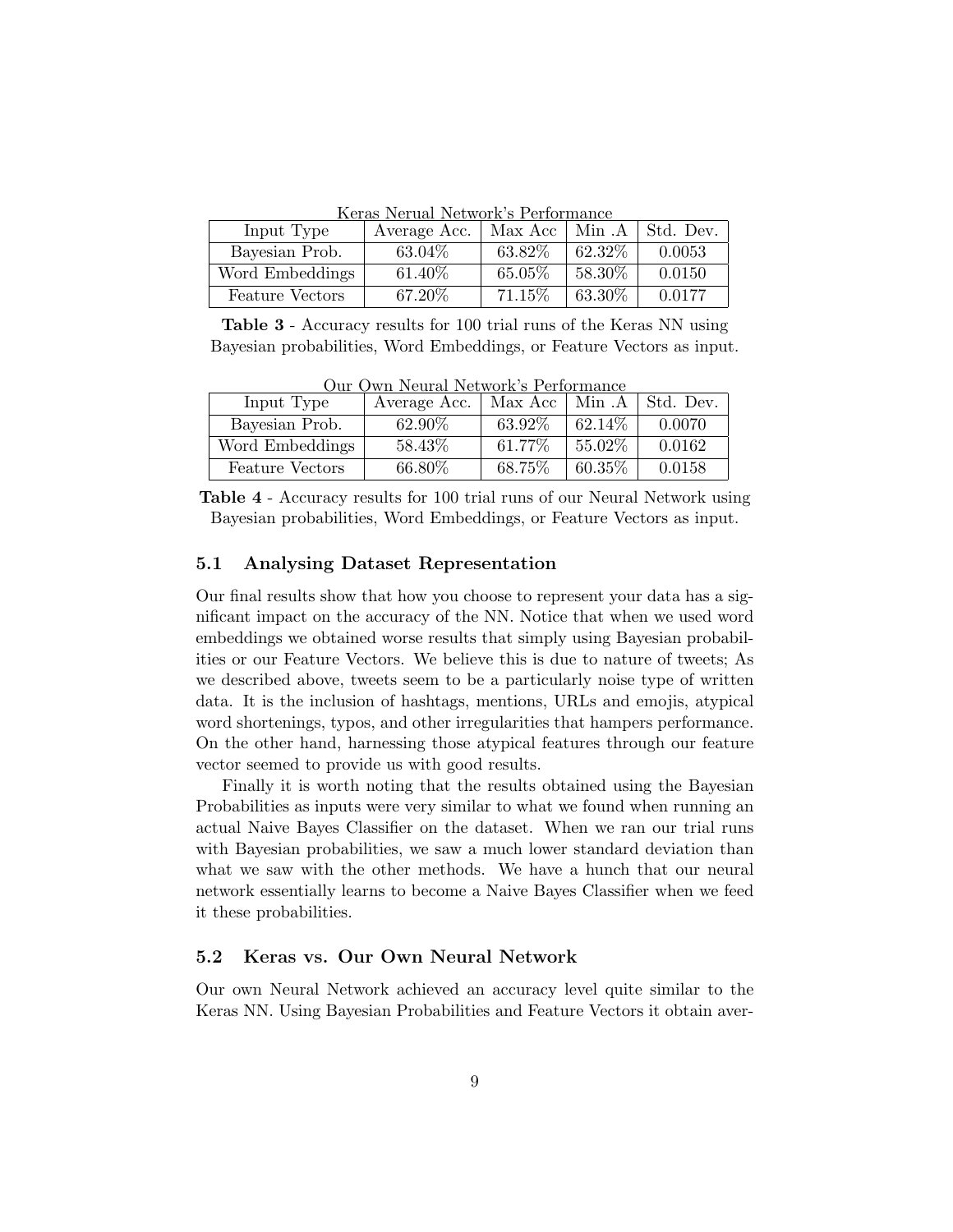Keras Nerual Network's Performance

| Input Type | Average Acc. | Max Acc | Min .A | Std. Dev. |
|---|---|---|---|---|
| Bayesian Prob. | 63.04% | 63.82% | 62.32% | 0.0053 |
| Word Embeddings | 61.40% | 65.05% | 58.30% | 0.0150 |
| Feature Vectors | 67.20% | 71.15% | 63.30% | 0.0177 |

**Table 3** - Accuracy results for 100 trial runs of the Keras NN using Bayesian probabilities, Word Embeddings, or Feature Vectors as input.

Our Own Neural Network's Performance

| Input Type | Average Acc. | Max Acc | Min .A | Std. Dev. |
|---|---|---|---|---|
| Bayesian Prob. | 62.90% | 63.92% | 62.14% | 0.0070 |
| Word Embeddings | 58.43% | 61.77% | 55.02% | 0.0162 |
| Feature Vectors | 66.80% | 68.75% | 60.35% | 0.0158 |

**Table 4** - Accuracy results for 100 trial runs of our Neural Network using Bayesian probabilities, Word Embeddings, or Feature Vectors as input.

### 5.1 Analysing Dataset Representation

Our final results show that how you choose to represent your data has a significant impact on the accuracy of the NN. Notice that when we used word embeddings we obtained worse results that simply using Bayesian probabilities or our Feature Vectors. We believe this is due to nature of tweets; As we described above, tweets seem to be a particularly noise type of written data. It is the inclusion of hashtags, mentions, URLs and emojis, atypical word shortenings, typos, and other irregularities that hampers performance. On the other hand, harnessing those atypical features through our feature vector seemed to provide us with good results.

Finally it is worth noting that the results obtained using the Bayesian Probabilities as inputs were very similar to what we found when running an actual Naive Bayes Classifier on the dataset. When we ran our trial runs with Bayesian probabilities, we saw a much lower standard deviation than what we saw with the other methods. We have a hunch that our neural network essentially learns to become a Naive Bayes Classifier when we feed it these probabilities.

### 5.2 Keras vs. Our Own Neural Network

Our own Neural Network achieved an accuracy level quite similar to the Keras NN. Using Bayesian Probabilities and Feature Vectors it obtain aver-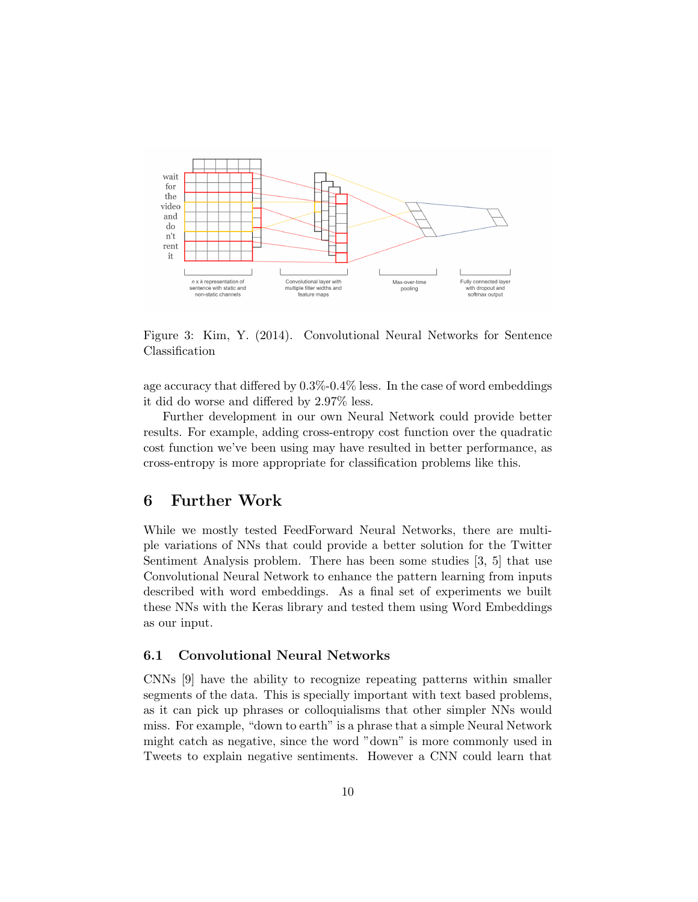Figure 3: Kim, Y. (2014). Convolutional Neural Networks for Sentence Classification

age accuracy that differed by 0.3%-0.4% less. In the case of word embeddings it did do worse and differed by 2.97% less.

Further development in our own Neural Network could provide better results. For example, adding cross-entropy cost function over the quadratic cost function we've been using may have resulted in better performance, as cross-entropy is more appropriate for classification problems like this.

# 6 Further Work

While we mostly tested FeedForward Neural Networks, there are multiple variations of NNs that could provide a better solution for the Twitter Sentiment Analysis problem. There has been some studies [3, 5] that use Convolutional Neural Network to enhance the pattern learning from inputs described with word embeddings. As a final set of experiments we built these NNs with the Keras library and tested them using Word Embeddings as our input.

## 6.1 Convolutional Neural Networks

CNNs [9] have the ability to recognize repeating patterns within smaller segments of the data. This is specially important with text based problems, as it can pick up phrases or colloquialisms that other simpler NNs would miss. For example, "down to earth" is a phrase that a simple Neural Network might catch as negative, since the word "down" is more commonly used in Tweets to explain negative sentiments. However a CNN could learn that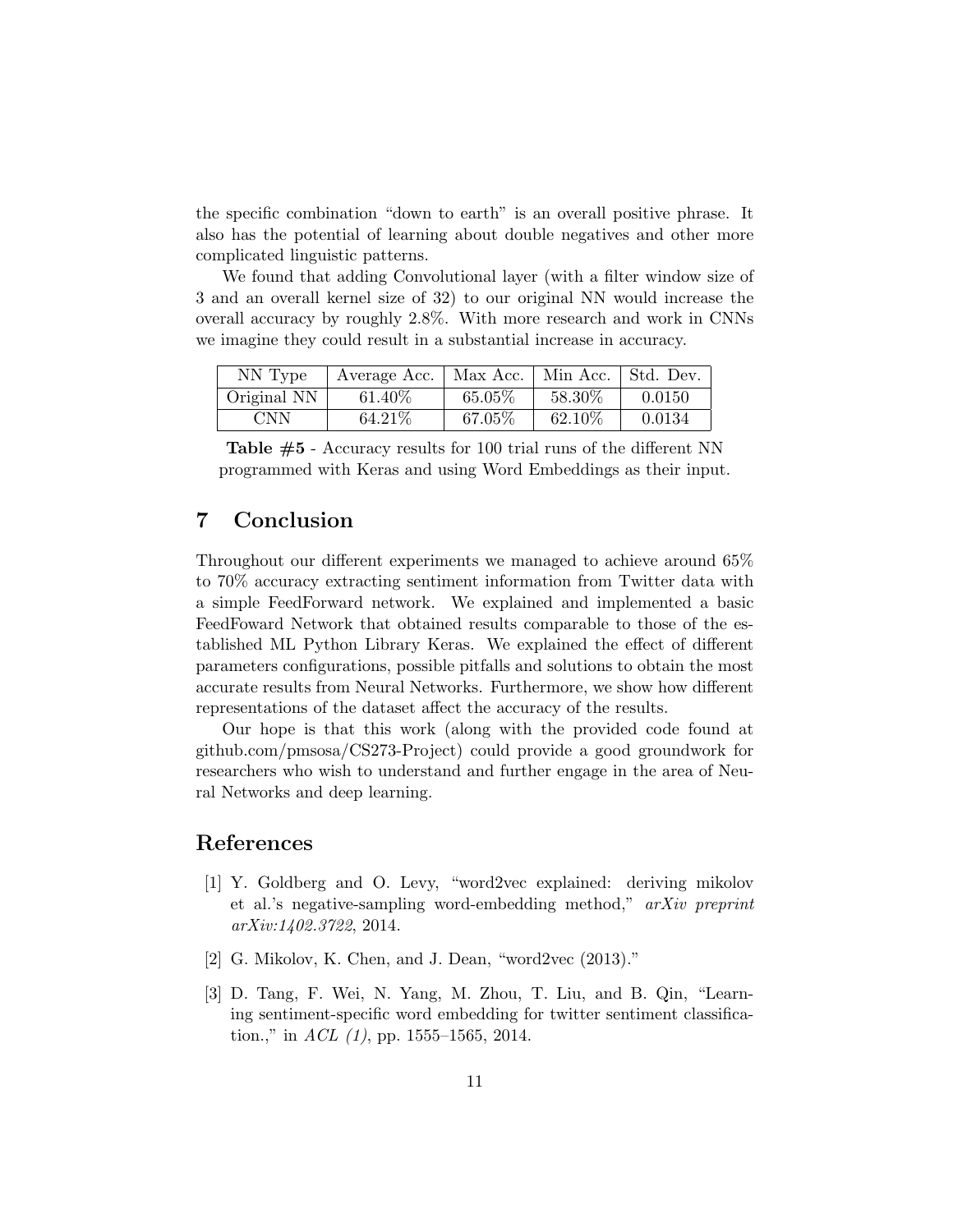the specific combination "down to earth" is an overall positive phrase. It also has the potential of learning about double negatives and other more complicated linguistic patterns.

We found that adding Convolutional layer (with a filter window size of 3 and an overall kernel size of 32) to our original NN would increase the overall accuracy by roughly 2.8%. With more research and work in CNNs we imagine they could result in a substantial increase in accuracy.

| NN Type | Average Acc. | Max Acc. | Min Acc. | Std. Dev. |
|---|---|---|---|---|
| Original NN | 61.40% | 65.05% | 58.30% | 0.0150 |
| CNN | 64.21% | 67.05% | 62.10% | 0.0134 |

**Table #5** - Accuracy results for 100 trial runs of the different NN programmed with Keras and using Word Embeddings as their input.

## 7 Conclusion

Throughout our different experiments we managed to achieve around 65% to 70% accuracy extracting sentiment information from Twitter data with a simple FeedForward network. We explained and implemented a basic FeedFoward Network that obtained results comparable to those of the established ML Python Library Keras. We explained the effect of different parameters configurations, possible pitfalls and solutions to obtain the most accurate results from Neural Networks. Furthermore, we show how different representations of the dataset affect the accuracy of the results.

Our hope is that this work (along with the provided code found at github.com/pmsosa/CS273-Project) could provide a good groundwork for researchers who wish to understand and further engage in the area of Neural Networks and deep learning.

## References

[1] Y. Goldberg and O. Levy, "word2vec explained: deriving mikolov et al.'s negative-sampling word-embedding method," *arXiv preprint arXiv:1402.3722*, 2014.

[2] G. Mikolov, K. Chen, and J. Dean, "word2vec (2013)."

[3] D. Tang, F. Wei, N. Yang, M. Zhou, T. Liu, and B. Qin, "Learning sentiment-specific word embedding for twitter sentiment classification.," in *ACL (1)*, pp. 1555–1565, 2014.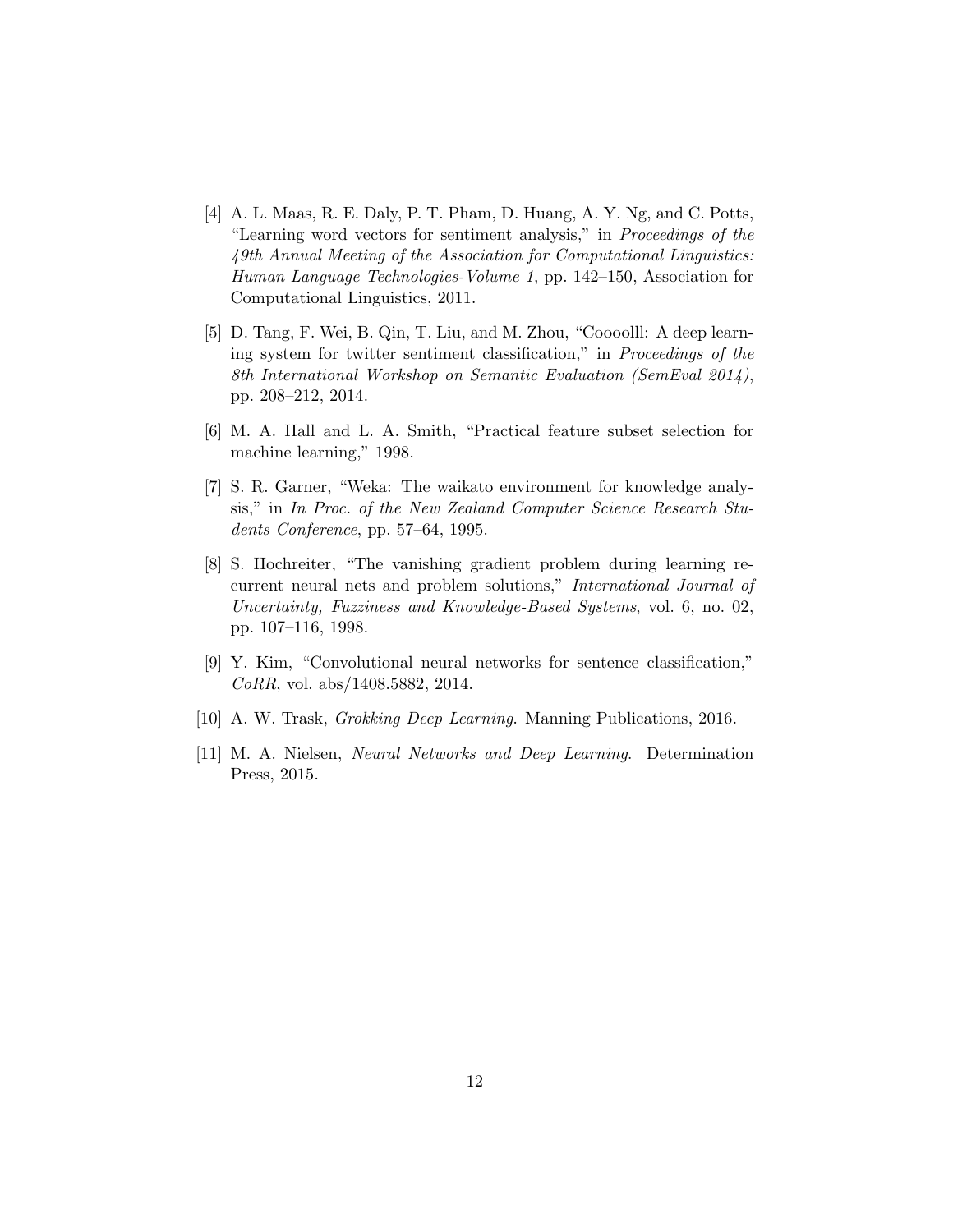[4] A. L. Maas, R. E. Daly, P. T. Pham, D. Huang, A. Y. Ng, and C. Potts, "Learning word vectors for sentiment analysis," in *Proceedings of the 49th Annual Meeting of the Association for Computational Linguistics: Human Language Technologies-Volume 1*, pp. 142–150, Association for Computational Linguistics, 2011.

[5] D. Tang, F. Wei, B. Qin, T. Liu, and M. Zhou, "Coooolll: A deep learning system for twitter sentiment classification," in *Proceedings of the 8th International Workshop on Semantic Evaluation (SemEval 2014)*, pp. 208–212, 2014.

[6] M. A. Hall and L. A. Smith, "Practical feature subset selection for machine learning," 1998.

[7] S. R. Garner, "Weka: The waikato environment for knowledge analysis," in *In Proc. of the New Zealand Computer Science Research Students Conference*, pp. 57–64, 1995.

[8] S. Hochreiter, "The vanishing gradient problem during learning recurrent neural nets and problem solutions," *International Journal of Uncertainty, Fuzziness and Knowledge-Based Systems*, vol. 6, no. 02, pp. 107–116, 1998.

[9] Y. Kim, "Convolutional neural networks for sentence classification," *CoRR*, vol. abs/1408.5882, 2014.

[10] A. W. Trask, *Grokking Deep Learning*. Manning Publications, 2016.

[11] M. A. Nielsen, *Neural Networks and Deep Learning*. Determination Press, 2015.